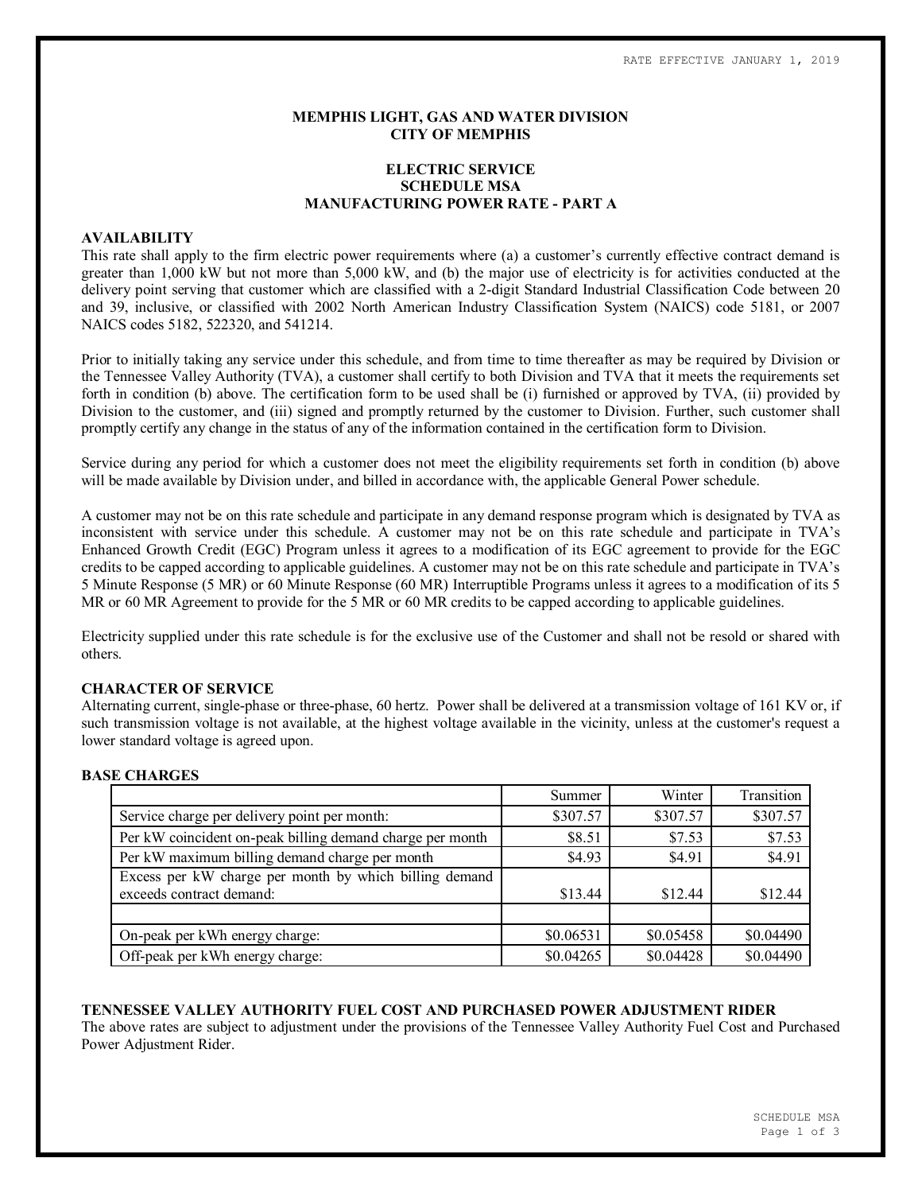RATE EFFECTIVE JANUARY 1, 2019

**MEMPHIS LIGHT, GAS AND WATER DIVISION**
**CITY OF MEMPHIS**

**ELECTRIC SERVICE**
**SCHEDULE MSA**
**MANUFACTURING POWER RATE - PART A**

## AVAILABILITY

This rate shall apply to the firm electric power requirements where (a) a customer's currently effective contract demand is greater than 1,000 kW but not more than 5,000 kW, and (b) the major use of electricity is for activities conducted at the delivery point serving that customer which are classified with a 2-digit Standard Industrial Classification Code between 20 and 39, inclusive, or classified with 2002 North American Industry Classification System (NAICS) code 5181, or 2007 NAICS codes 5182, 522320, and 541214.

Prior to initially taking any service under this schedule, and from time to time thereafter as may be required by Division or the Tennessee Valley Authority (TVA), a customer shall certify to both Division and TVA that it meets the requirements set forth in condition (b) above. The certification form to be used shall be (i) furnished or approved by TVA, (ii) provided by Division to the customer, and (iii) signed and promptly returned by the customer to Division. Further, such customer shall promptly certify any change in the status of any of the information contained in the certification form to Division.

Service during any period for which a customer does not meet the eligibility requirements set forth in condition (b) above will be made available by Division under, and billed in accordance with, the applicable General Power schedule.

A customer may not be on this rate schedule and participate in any demand response program which is designated by TVA as inconsistent with service under this schedule. A customer may not be on this rate schedule and participate in TVA's Enhanced Growth Credit (EGC) Program unless it agrees to a modification of its EGC agreement to provide for the EGC credits to be capped according to applicable guidelines. A customer may not be on this rate schedule and participate in TVA's 5 Minute Response (5 MR) or 60 Minute Response (60 MR) Interruptible Programs unless it agrees to a modification of its 5 MR or 60 MR Agreement to provide for the 5 MR or 60 MR credits to be capped according to applicable guidelines.

Electricity supplied under this rate schedule is for the exclusive use of the Customer and shall not be resold or shared with others.

## CHARACTER OF SERVICE

Alternating current, single-phase or three-phase, 60 hertz. Power shall be delivered at a transmission voltage of 161 KV or, if such transmission voltage is not available, at the highest voltage available in the vicinity, unless at the customer's request a lower standard voltage is agreed upon.

## BASE CHARGES

| | Summer | Winter | Transition |
|---|---:|---:|---:|
| Service charge per delivery point per month: | $307.57 | $307.57 | $307.57 |
| Per kW coincident on-peak billing demand charge per month | $8.51 | $7.53 | $7.53 |
| Per kW maximum billing demand charge per month | $4.93 | $4.91 | $4.91 |
| Excess per kW charge per month by which billing demand exceeds contract demand: | $13.44 | $12.44 | $12.44 |
| | | | |
| On-peak per kWh energy charge: | $0.06531 | $0.05458 | $0.04490 |
| Off-peak per kWh energy charge: | $0.04265 | $0.04428 | $0.04490 |

## TENNESSEE VALLEY AUTHORITY FUEL COST AND PURCHASED POWER ADJUSTMENT RIDER

The above rates are subject to adjustment under the provisions of the Tennessee Valley Authority Fuel Cost and Purchased Power Adjustment Rider.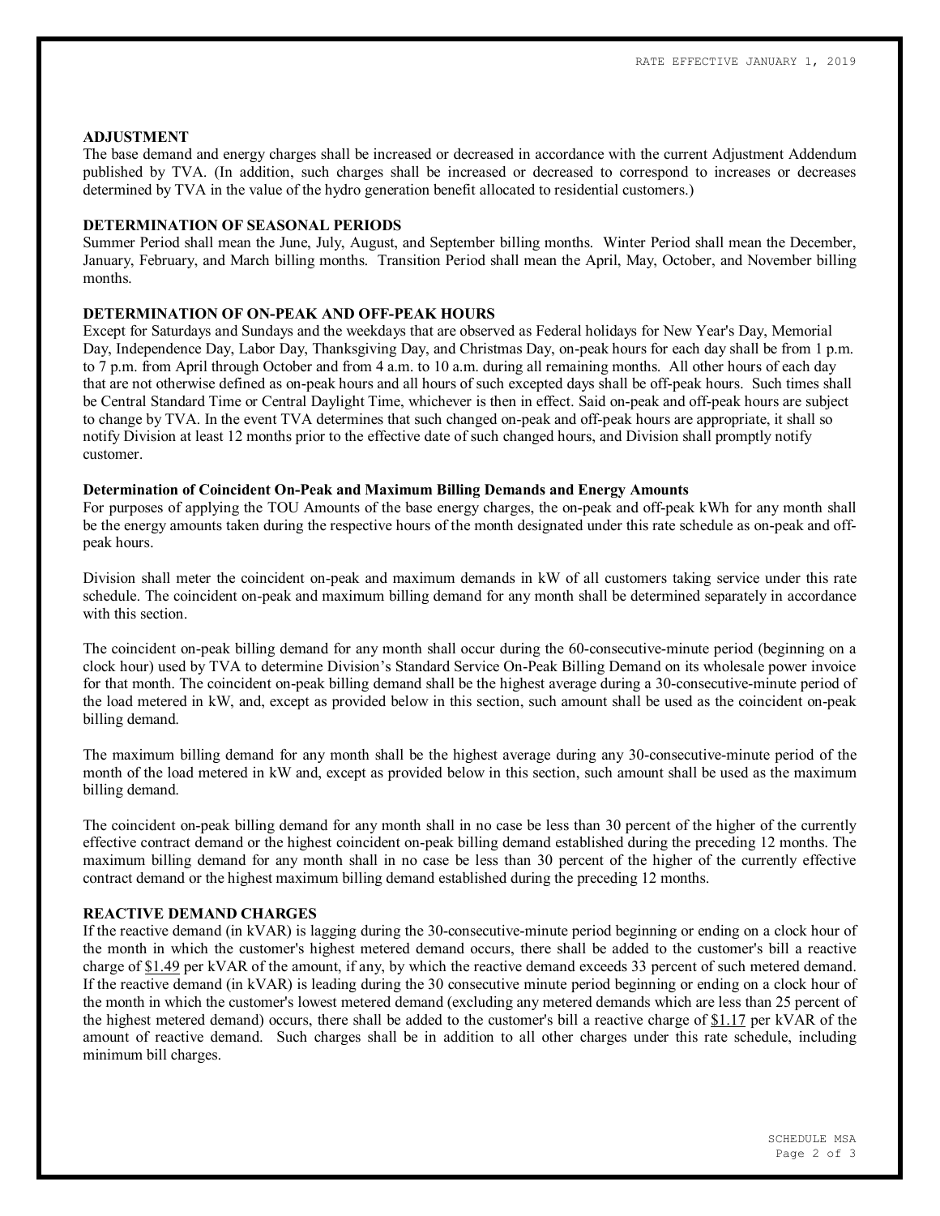### ADJUSTMENT

The base demand and energy charges shall be increased or decreased in accordance with the current Adjustment Addendum published by TVA. (In addition, such charges shall be increased or decreased to correspond to increases or decreases determined by TVA in the value of the hydro generation benefit allocated to residential customers.)

### DETERMINATION OF SEASONAL PERIODS

Summer Period shall mean the June, July, August, and September billing months. Winter Period shall mean the December, January, February, and March billing months. Transition Period shall mean the April, May, October, and November billing months.

### DETERMINATION OF ON-PEAK AND OFF-PEAK HOURS

Except for Saturdays and Sundays and the weekdays that are observed as Federal holidays for New Year's Day, Memorial Day, Independence Day, Labor Day, Thanksgiving Day, and Christmas Day, on-peak hours for each day shall be from 1 p.m. to 7 p.m. from April through October and from 4 a.m. to 10 a.m. during all remaining months. All other hours of each day that are not otherwise defined as on-peak hours and all hours of such excepted days shall be off-peak hours. Such times shall be Central Standard Time or Central Daylight Time, whichever is then in effect. Said on-peak and off-peak hours are subject to change by TVA. In the event TVA determines that such changed on-peak and off-peak hours are appropriate, it shall so notify Division at least 12 months prior to the effective date of such changed hours, and Division shall promptly notify customer.

### Determination of Coincident On-Peak and Maximum Billing Demands and Energy Amounts

For purposes of applying the TOU Amounts of the base energy charges, the on-peak and off-peak kWh for any month shall be the energy amounts taken during the respective hours of the month designated under this rate schedule as on-peak and off-peak hours.

Division shall meter the coincident on-peak and maximum demands in kW of all customers taking service under this rate schedule. The coincident on-peak and maximum billing demand for any month shall be determined separately in accordance with this section.

The coincident on-peak billing demand for any month shall occur during the 60-consecutive-minute period (beginning on a clock hour) used by TVA to determine Division's Standard Service On-Peak Billing Demand on its wholesale power invoice for that month. The coincident on-peak billing demand shall be the highest average during a 30-consecutive-minute period of the load metered in kW, and, except as provided below in this section, such amount shall be used as the coincident on-peak billing demand.

The maximum billing demand for any month shall be the highest average during any 30-consecutive-minute period of the month of the load metered in kW and, except as provided below in this section, such amount shall be used as the maximum billing demand.

The coincident on-peak billing demand for any month shall in no case be less than 30 percent of the higher of the currently effective contract demand or the highest coincident on-peak billing demand established during the preceding 12 months. The maximum billing demand for any month shall in no case be less than 30 percent of the higher of the currently effective contract demand or the highest maximum billing demand established during the preceding 12 months.

### REACTIVE DEMAND CHARGES

If the reactive demand (in kVAR) is lagging during the 30-consecutive-minute period beginning or ending on a clock hour of the month in which the customer's highest metered demand occurs, there shall be added to the customer's bill a reactive charge of $1.49 per kVAR of the amount, if any, by which the reactive demand exceeds 33 percent of such metered demand. If the reactive demand (in kVAR) is leading during the 30 consecutive minute period beginning or ending on a clock hour of the month in which the customer's lowest metered demand (excluding any metered demands which are less than 25 percent of the highest metered demand) occurs, there shall be added to the customer's bill a reactive charge of $1.17 per kVAR of the amount of reactive demand. Such charges shall be in addition to all other charges under this rate schedule, including minimum bill charges.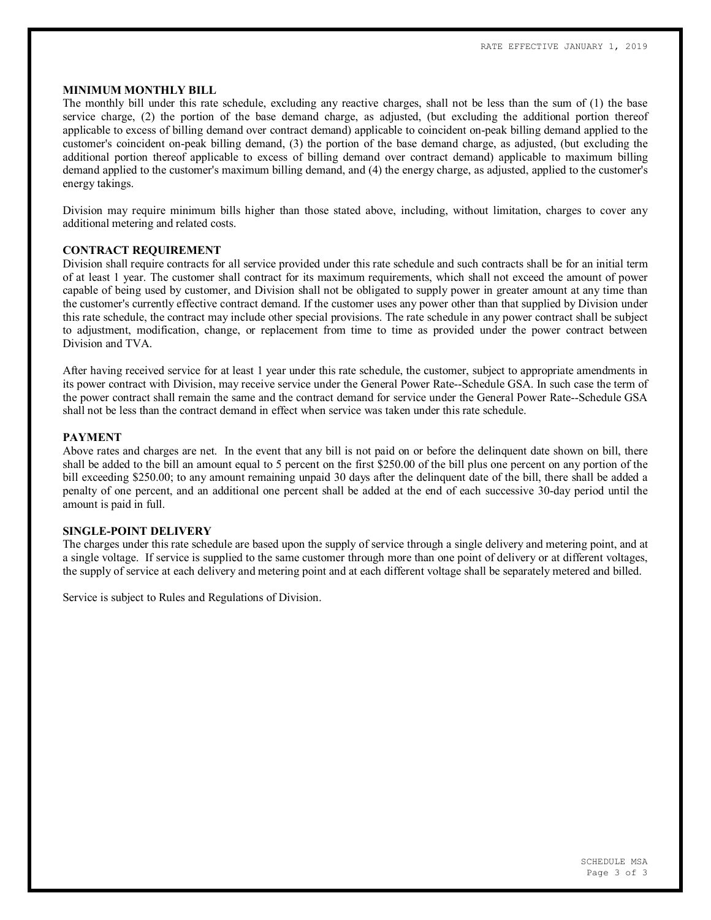**MINIMUM MONTHLY BILL**

The monthly bill under this rate schedule, excluding any reactive charges, shall not be less than the sum of (1) the base service charge, (2) the portion of the base demand charge, as adjusted, (but excluding the additional portion thereof applicable to excess of billing demand over contract demand) applicable to coincident on-peak billing demand applied to the customer's coincident on-peak billing demand, (3) the portion of the base demand charge, as adjusted, (but excluding the additional portion thereof applicable to excess of billing demand over contract demand) applicable to maximum billing demand applied to the customer's maximum billing demand, and (4) the energy charge, as adjusted, applied to the customer's energy takings.

Division may require minimum bills higher than those stated above, including, without limitation, charges to cover any additional metering and related costs.

**CONTRACT REQUIREMENT**

Division shall require contracts for all service provided under this rate schedule and such contracts shall be for an initial term of at least 1 year. The customer shall contract for its maximum requirements, which shall not exceed the amount of power capable of being used by customer, and Division shall not be obligated to supply power in greater amount at any time than the customer's currently effective contract demand. If the customer uses any power other than that supplied by Division under this rate schedule, the contract may include other special provisions. The rate schedule in any power contract shall be subject to adjustment, modification, change, or replacement from time to time as provided under the power contract between Division and TVA.

After having received service for at least 1 year under this rate schedule, the customer, subject to appropriate amendments in its power contract with Division, may receive service under the General Power Rate--Schedule GSA. In such case the term of the power contract shall remain the same and the contract demand for service under the General Power Rate--Schedule GSA shall not be less than the contract demand in effect when service was taken under this rate schedule.

**PAYMENT**

Above rates and charges are net. In the event that any bill is not paid on or before the delinquent date shown on bill, there shall be added to the bill an amount equal to 5 percent on the first $250.00 of the bill plus one percent on any portion of the bill exceeding $250.00; to any amount remaining unpaid 30 days after the delinquent date of the bill, there shall be added a penalty of one percent, and an additional one percent shall be added at the end of each successive 30-day period until the amount is paid in full.

**SINGLE-POINT DELIVERY**

The charges under this rate schedule are based upon the supply of service through a single delivery and metering point, and at a single voltage. If service is supplied to the same customer through more than one point of delivery or at different voltages, the supply of service at each delivery and metering point and at each different voltage shall be separately metered and billed.

Service is subject to Rules and Regulations of Division.